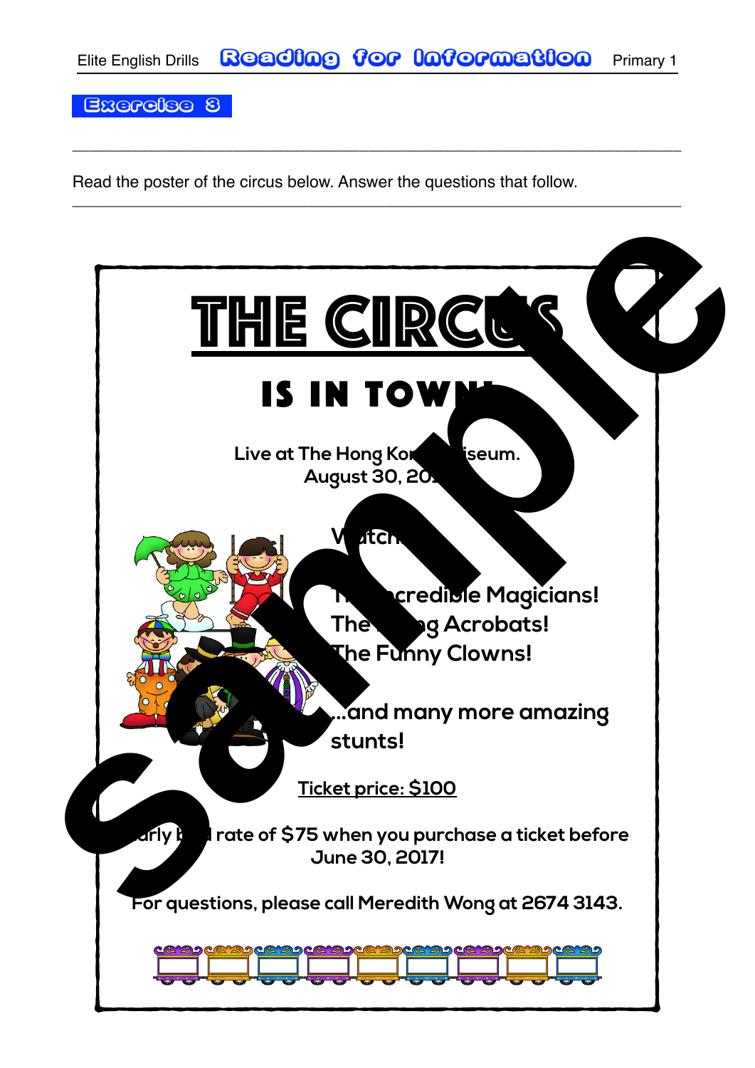**Exercise 3**

---

Read the poster of the circus below. Answer the questions that follow.

---

# THE CIRCUS

## IS IN TOWN!

**Live at The Hong Kon... ...iseum.**
**August 30, 20...**

**W...tch...**

**Th... ...credible Magicians!**
**The ... ...g Acrobats!**
**The Funny Clowns!**

**...and many more amazing stunts!**

**<u>Ticket price: $100</u>**

**...arly b... rate of $75 when you purchase a ticket before June 30, 2017!**

**For questions, please call Meredith Wong at 2674 3143.**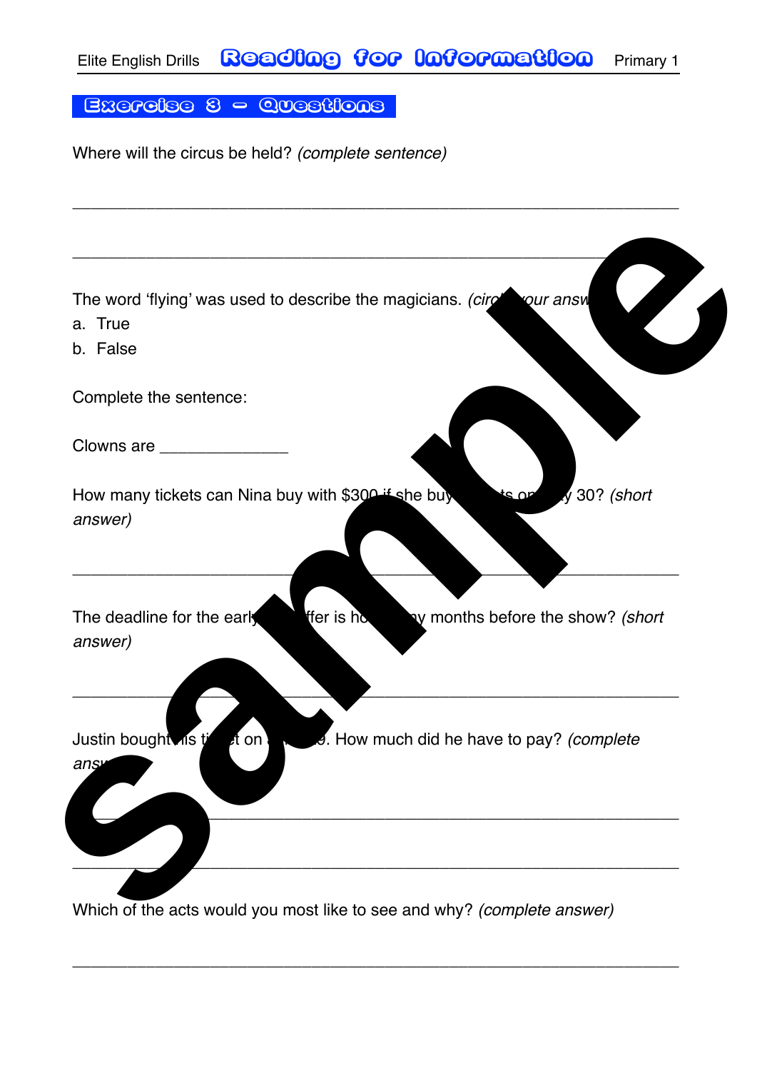## Exercise 3 – Questions

Where will the circus be held? *(complete sentence)*

___________________________________________________________________

___________________________________________________________________

The word ‘flying’ was used to describe the magicians. *(circle your answer)*

a. True
b. False

Complete the sentence:

Clowns are ______________

How many tickets can Nina buy with $300 if she buys tickets on July 30? *(short answer)*

___________________________________________________________________

The deadline for the early offer is how many months before the show? *(short answer)*

___________________________________________________________________

Justin bought his ticket on ... How much did he have to pay? *(complete answer)*

___________________________________________________________________

___________________________________________________________________

Which of the acts would you most like to see and why? *(complete answer)*

___________________________________________________________________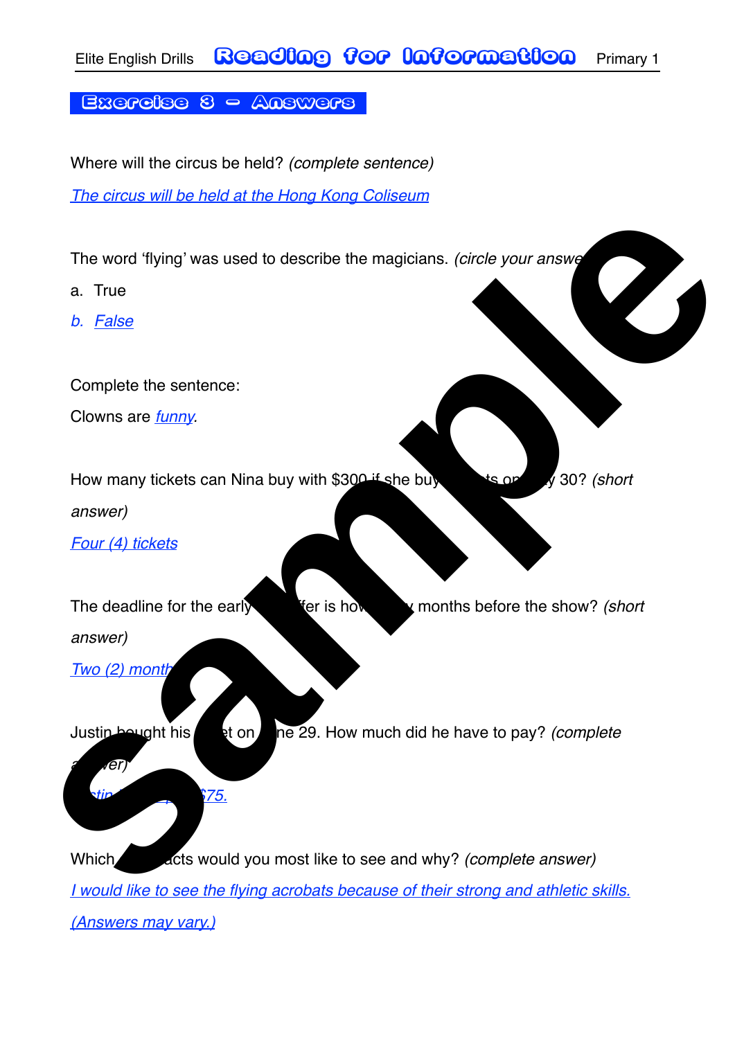# Exercise 3 – Answers

Where will the circus be held? *(complete sentence)*

*The circus will be held at the Hong Kong Coliseum*

The word 'flying' was used to describe the magicians. *(circle your answe*

a. True

*b. False*

Complete the sentence:

Clowns are *funny*.

How many tickets can Nina buy with $300 if she buy      ts on      y 30? *(short answer)*

*Four (4) tickets*

The deadline for the early      ffer is how      y months before the show? *(short answer)*

*Two (2) month*

Justin bought his      et on      ne 29. How much did he have to pay? *(complete a      wer)*

*      stin      $75.*

Which      acts would you most like to see and why? *(complete answer)*

*I would like to see the flying acrobats because of their strong and athletic skills. (Answers may vary.)*